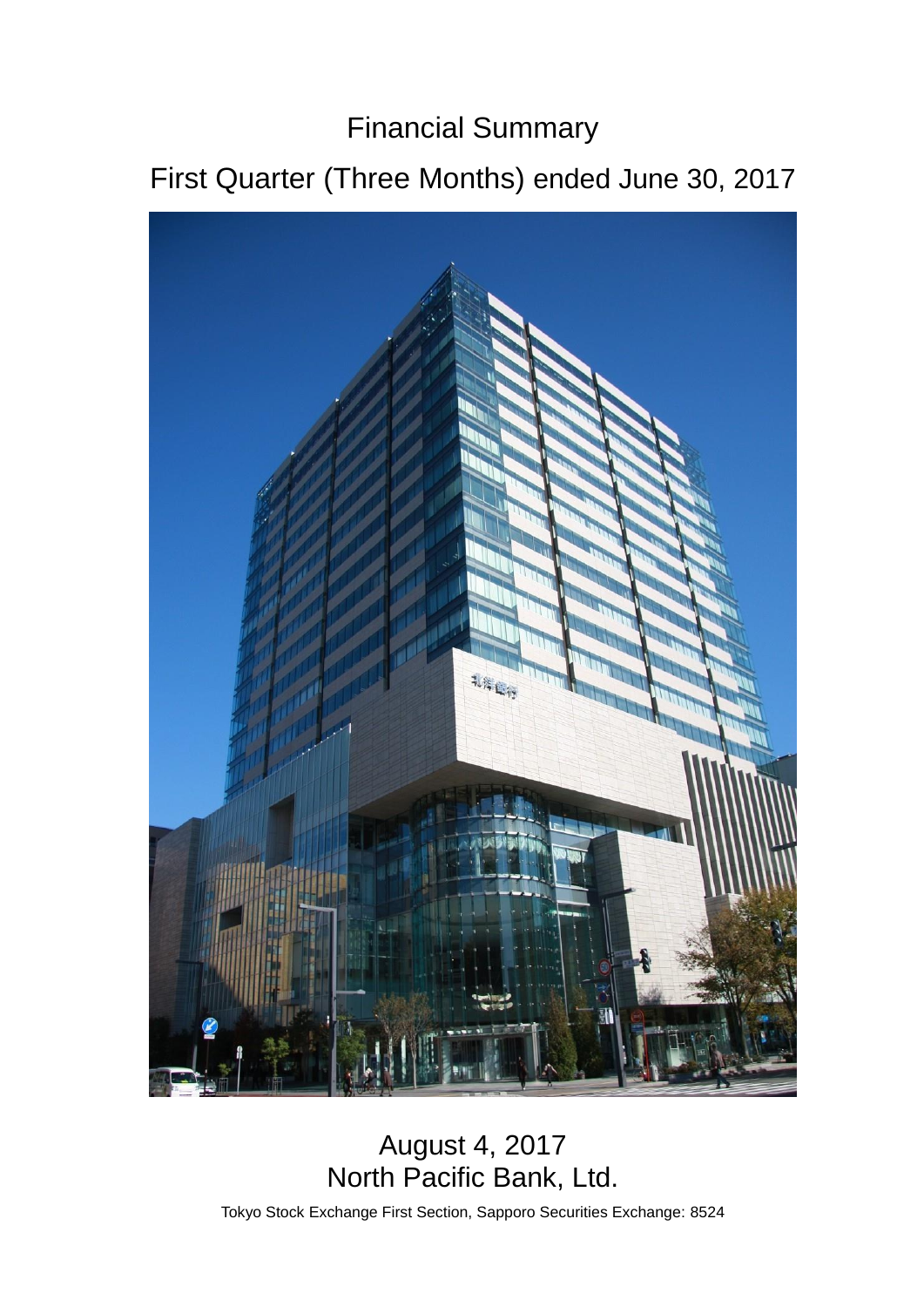# Financial Summary

## First Quarter (Three Months) ended June 30, 2017

August 4, 2017

North Pacific Bank, Ltd.

Tokyo Stock Exchange First Section, Sapporo Securities Exchange: 8524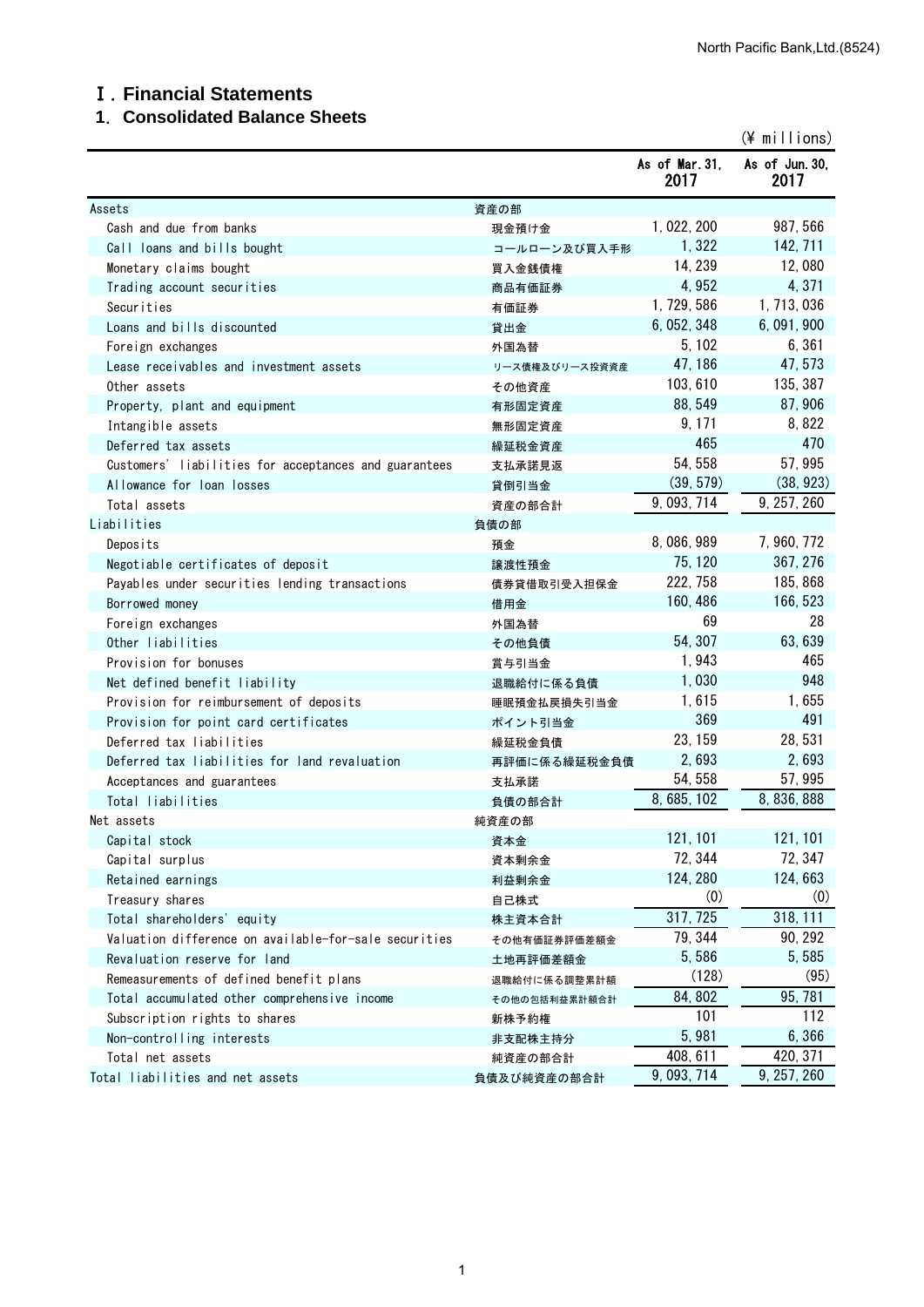# Ⅰ. Financial Statements

## 1. Consolidated Balance Sheets

(¥ millions)

| | | As of Mar. 31, 2017 | As of Jun. 30, 2017 |
|---|---|---|---|
| Assets | 資産の部 | | |
| Cash and due from banks | 現金預け金 | 1,022,200 | 987,566 |
| Call loans and bills bought | コールローン及び買入手形 | 1,322 | 142,711 |
| Monetary claims bought | 買入金銭債権 | 14,239 | 12,080 |
| Trading account securities | 商品有価証券 | 4,952 | 4,371 |
| Securities | 有価証券 | 1,729,586 | 1,713,036 |
| Loans and bills discounted | 貸出金 | 6,052,348 | 6,091,900 |
| Foreign exchanges | 外国為替 | 5,102 | 6,361 |
| Lease receivables and investment assets | リース債権及びリース投資資産 | 47,186 | 47,573 |
| Other assets | その他資産 | 103,610 | 135,387 |
| Property, plant and equipment | 有形固定資産 | 88,549 | 87,906 |
| Intangible assets | 無形固定資産 | 9,171 | 8,822 |
| Deferred tax assets | 繰延税金資産 | 465 | 470 |
| Customers' liabilities for acceptances and guarantees | 支払承諾見返 | 54,558 | 57,995 |
| Allowance for loan losses | 貸倒引当金 | (39,579) | (38,923) |
| Total assets | 資産の部合計 | 9,093,714 | 9,257,260 |
| Liabilities | 負債の部 | | |
| Deposits | 預金 | 8,086,989 | 7,960,772 |
| Negotiable certificates of deposit | 譲渡性預金 | 75,120 | 367,276 |
| Payables under securities lending transactions | 債券貸借取引受入担保金 | 222,758 | 185,868 |
| Borrowed money | 借用金 | 160,486 | 166,523 |
| Foreign exchanges | 外国為替 | 69 | 28 |
| Other liabilities | その他負債 | 54,307 | 63,639 |
| Provision for bonuses | 賞与引当金 | 1,943 | 465 |
| Net defined benefit liability | 退職給付に係る負債 | 1,030 | 948 |
| Provision for reimbursement of deposits | 睡眠預金払戻損失引当金 | 1,615 | 1,655 |
| Provision for point card certificates | ポイント引当金 | 369 | 491 |
| Deferred tax liabilities | 繰延税金負債 | 23,159 | 28,531 |
| Deferred tax liabilities for land revaluation | 再評価に係る繰延税金負債 | 2,693 | 2,693 |
| Acceptances and guarantees | 支払承諾 | 54,558 | 57,995 |
| Total liabilities | 負債の部合計 | 8,685,102 | 8,836,888 |
| Net assets | 純資産の部 | | |
| Capital stock | 資本金 | 121,101 | 121,101 |
| Capital surplus | 資本剰余金 | 72,344 | 72,347 |
| Retained earnings | 利益剰余金 | 124,280 | 124,663 |
| Treasury shares | 自己株式 | (0) | (0) |
| Total shareholders' equity | 株主資本合計 | 317,725 | 318,111 |
| Valuation difference on available-for-sale securities | その他有価証券評価差額金 | 79,344 | 90,292 |
| Revaluation reserve for land | 土地再評価差額金 | 5,586 | 5,585 |
| Remeasurements of defined benefit plans | 退職給付に係る調整累計額 | (128) | (95) |
| Total accumulated other comprehensive income | その他の包括利益累計額合計 | 84,802 | 95,781 |
| Subscription rights to shares | 新株予約権 | 101 | 112 |
| Non-controlling interests | 非支配株主持分 | 5,981 | 6,366 |
| Total net assets | 純資産の部合計 | 408,611 | 420,371 |
| Total liabilities and net assets | 負債及び純資産の部合計 | 9,093,714 | 9,257,260 |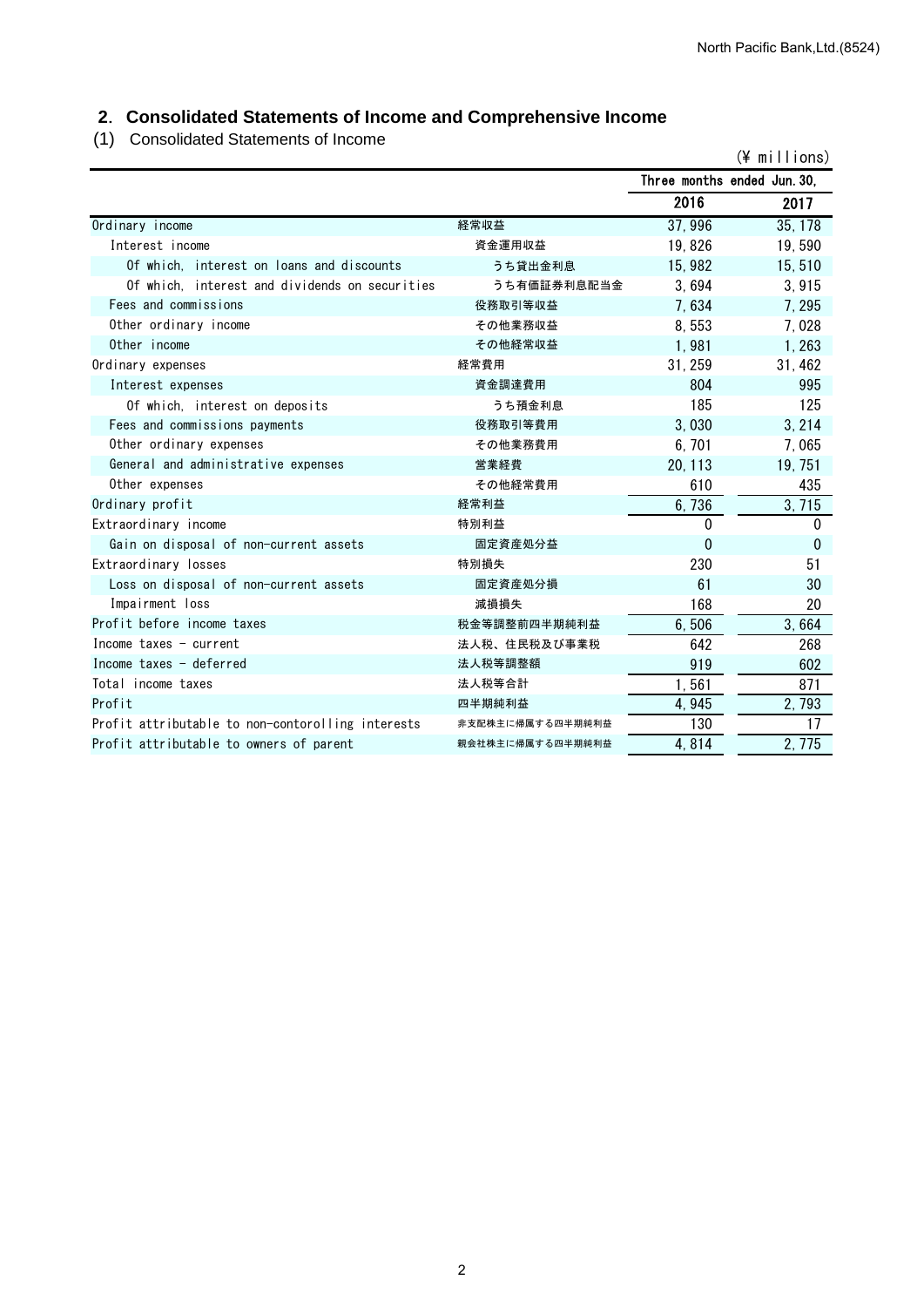## 2. Consolidated Statements of Income and Comprehensive Income

(1) Consolidated Statements of Income

(¥ millions)

| | | Three months ended Jun. 30, | |
|---|---|---|---|
| | | 2016 | 2017 |
| Ordinary income | 経常収益 | 37,996 | 35,178 |
| Interest income | 資金運用収益 | 19,826 | 19,590 |
| Of which, interest on loans and discounts | うち貸出金利息 | 15,982 | 15,510 |
| Of which, interest and dividends on securities | うち有価証券利息配当金 | 3,694 | 3,915 |
| Fees and commissions | 役務取引等収益 | 7,634 | 7,295 |
| Other ordinary income | その他業務収益 | 8,553 | 7,028 |
| Other income | その他経常収益 | 1,981 | 1,263 |
| Ordinary expenses | 経常費用 | 31,259 | 31,462 |
| Interest expenses | 資金調達費用 | 804 | 995 |
| Of which, interest on deposits | うち預金利息 | 185 | 125 |
| Fees and commissions payments | 役務取引等費用 | 3,030 | 3,214 |
| Other ordinary expenses | その他業務費用 | 6,701 | 7,065 |
| General and administrative expenses | 営業経費 | 20,113 | 19,751 |
| Other expenses | その他経常費用 | 610 | 435 |
| Ordinary profit | 経常利益 | 6,736 | 3,715 |
| Extraordinary income | 特別利益 | 0 | 0 |
| Gain on disposal of non-current assets | 固定資産処分益 | 0 | 0 |
| Extraordinary losses | 特別損失 | 230 | 51 |
| Loss on disposal of non-current assets | 固定資産処分損 | 61 | 30 |
| Impairment loss | 減損損失 | 168 | 20 |
| Profit before income taxes | 税金等調整前四半期純利益 | 6,506 | 3,664 |
| Income taxes - current | 法人税、住民税及び事業税 | 642 | 268 |
| Income taxes - deferred | 法人税等調整額 | 919 | 602 |
| Total income taxes | 法人税等合計 | 1,561 | 871 |
| Profit | 四半期純利益 | 4,945 | 2,793 |
| Profit attributable to non-contorolling interests | 非支配株主に帰属する四半期純利益 | 130 | 17 |
| Profit attributable to owners of parent | 親会社株主に帰属する四半期純利益 | 4,814 | 2,775 |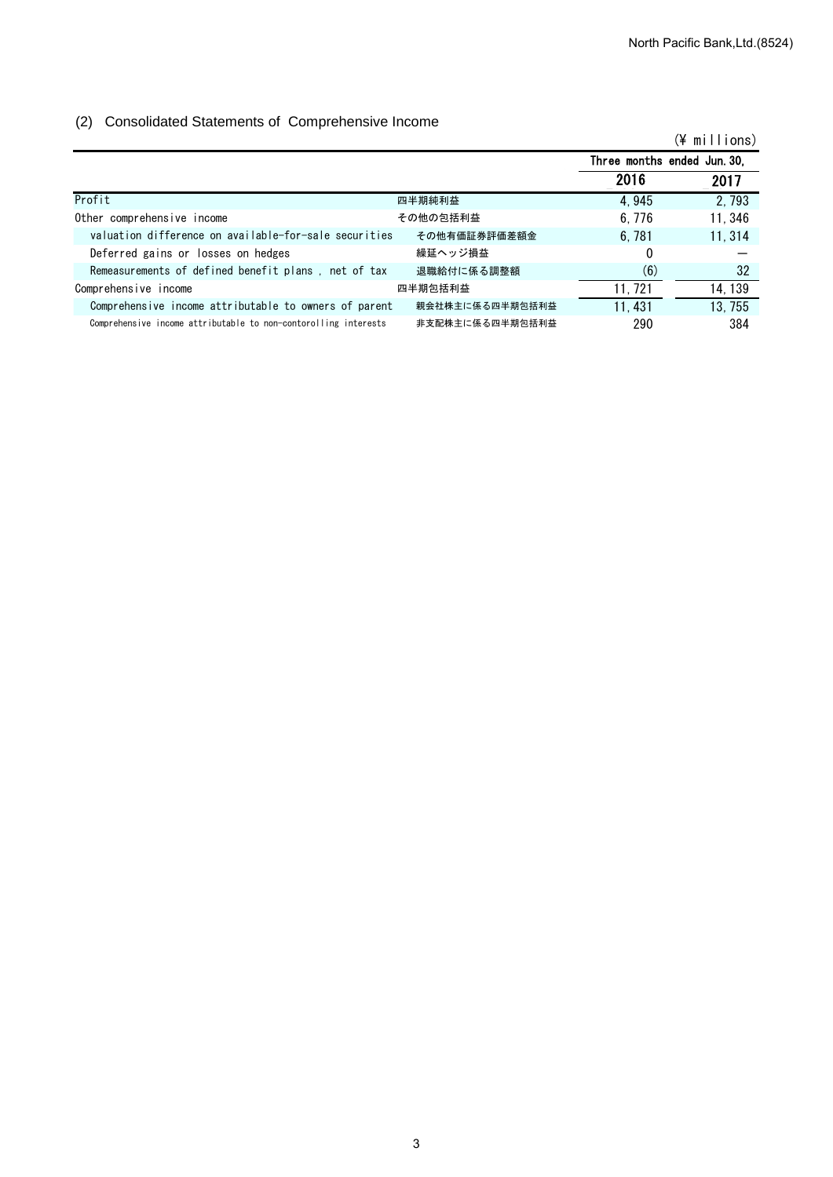## (2) Consolidated Statements of Comprehensive Income

(¥ millions)

| | | Three months ended Jun. 30, | |
|---|---|---|---|
| | | 2016 | 2017 |
| Profit | 四半期純利益 | 4,945 | 2,793 |
| Other comprehensive income | その他の包括利益 | 6,776 | 11,346 |
| valuation difference on available-for-sale securities | その他有価証券評価差額金 | 6,781 | 11,314 |
| Deferred gains or losses on hedges | 繰延ヘッジ損益 | 0 | ― |
| Remeasurements of defined benefit plans , net of tax | 退職給付に係る調整額 | (6) | 32 |
| Comprehensive income | 四半期包括利益 | 11,721 | 14,139 |
| Comprehensive income attributable to owners of parent | 親会社株主に係る四半期包括利益 | 11,431 | 13,755 |
| Comprehensive income attributable to non-contorolling interests | 非支配株主に係る四半期包括利益 | 290 | 384 |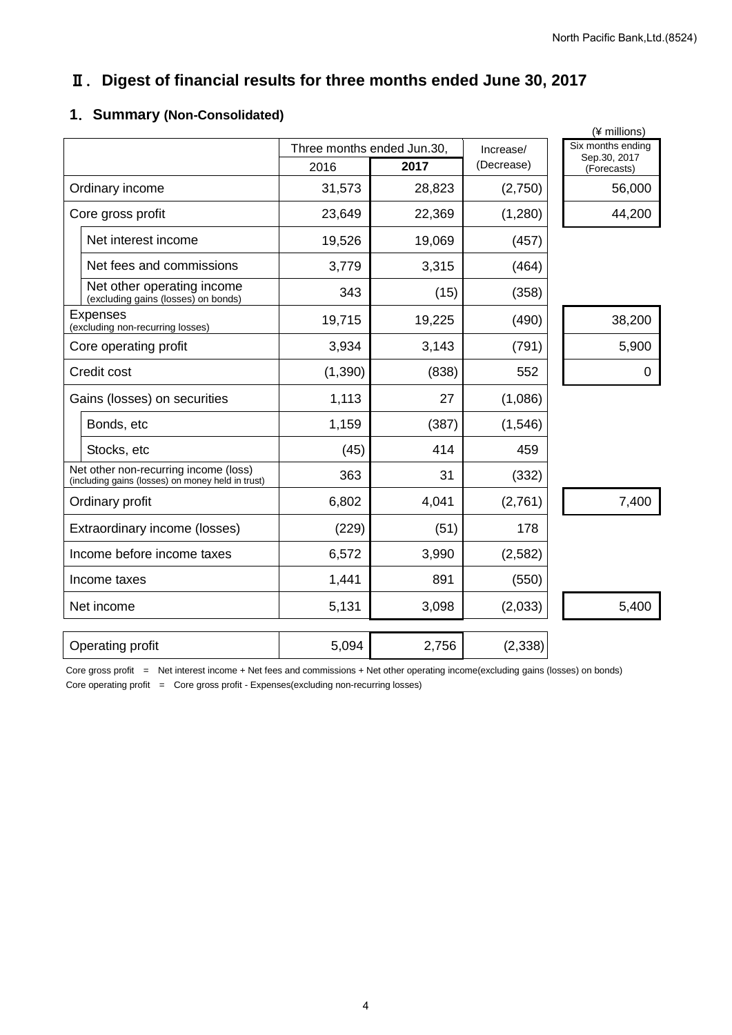# Ⅱ. Digest of financial results for three months ended June 30, 2017

## 1. Summary (Non-Consolidated)

(¥ millions)

| | Three months ended Jun.30, 2016 | Three months ended Jun.30, 2017 | Increase/ (Decrease) | Six months ending Sep.30, 2017 (Forecasts) |
|---|---|---|---|---|
| Ordinary income | 31,573 | 28,823 | (2,750) | 56,000 |
| Core gross profit | 23,649 | 22,369 | (1,280) | 44,200 |
| Net interest income | 19,526 | 19,069 | (457) | |
| Net fees and commissions | 3,779 | 3,315 | (464) | |
| Net other operating income (excluding gains (losses) on bonds) | 343 | (15) | (358) | |
| Expenses (excluding non-recurring losses) | 19,715 | 19,225 | (490) | 38,200 |
| Core operating profit | 3,934 | 3,143 | (791) | 5,900 |
| Credit cost | (1,390) | (838) | 552 | 0 |
| Gains (losses) on securities | 1,113 | 27 | (1,086) | |
| Bonds, etc | 1,159 | (387) | (1,546) | |
| Stocks, etc | (45) | 414 | 459 | |
| Net other non-recurring income (loss) (including gains (losses) on money held in trust) | 363 | 31 | (332) | |
| Ordinary profit | 6,802 | 4,041 | (2,761) | 7,400 |
| Extraordinary income (losses) | (229) | (51) | 178 | |
| Income before income taxes | 6,572 | 3,990 | (2,582) | |
| Income taxes | 1,441 | 891 | (550) | |
| Net income | 5,131 | 3,098 | (2,033) | 5,400 |
| | | | | |
| Operating profit | 5,094 | 2,756 | (2,338) | |

Core gross profit = Net interest income + Net fees and commissions + Net other operating income(excluding gains (losses) on bonds)

Core operating profit = Core gross profit - Expenses(excluding non-recurring losses)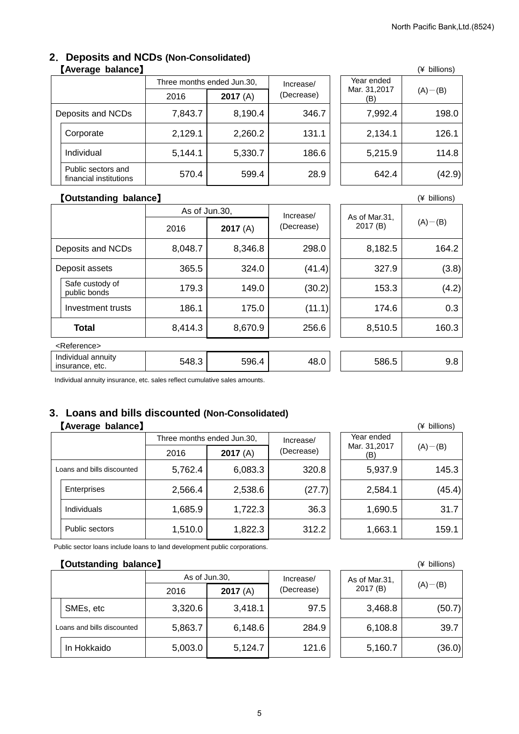## 2. Deposits and NCDs (Non-Consolidated)

【Average balance】

(¥ billions)

| | | Three months ended Jun.30, 2016 | Three months ended Jun.30, 2017 (A) | Increase/ (Decrease) | Year ended Mar. 31,2017 (B) | (A)－(B) |
|---|---|---|---|---|---|---|
| Deposits and NCDs | | 7,843.7 | 8,190.4 | 346.7 | 7,992.4 | 198.0 |
| | Corporate | 2,129.1 | 2,260.2 | 131.1 | 2,134.1 | 126.1 |
| | Individual | 5,144.1 | 5,330.7 | 186.6 | 5,215.9 | 114.8 |
| | Public sectors and financial institutions | 570.4 | 599.4 | 28.9 | 642.4 | (42.9) |

【Outstanding balance】

(¥ billions)

| | | As of Jun.30, 2016 | As of Jun.30, 2017 (A) | Increase/ (Decrease) | As of Mar.31, 2017 (B) | (A)－(B) |
|---|---|---|---|---|---|---|
| Deposits and NCDs | | 8,048.7 | 8,346.8 | 298.0 | 8,182.5 | 164.2 |
| Deposit assets | | 365.5 | 324.0 | (41.4) | 327.9 | (3.8) |
| | Safe custody of public bonds | 179.3 | 149.0 | (30.2) | 153.3 | (4.2) |
| | Investment trusts | 186.1 | 175.0 | (11.1) | 174.6 | 0.3 |
| **Total** | | 8,414.3 | 8,670.9 | 256.6 | 8,510.5 | 160.3 |

<Reference>

| | As of Jun.30, 2016 | As of Jun.30, 2017 (A) | Increase/ (Decrease) | As of Mar.31, 2017 (B) | (A)－(B) |
|---|---|---|---|---|---|
| Individual annuity insurance, etc. | 548.3 | 596.4 | 48.0 | 586.5 | 9.8 |

Individual annuity insurance, etc. sales reflect cumulative sales amounts.

## 3. Loans and bills discounted (Non-Consolidated)

【Average balance】

(¥ billions)

| | | Three months ended Jun.30, 2016 | Three months ended Jun.30, 2017 (A) | Increase/ (Decrease) | Year ended Mar. 31,2017 (B) | (A)－(B) |
|---|---|---|---|---|---|---|
| Loans and bills discounted | | 5,762.4 | 6,083.3 | 320.8 | 5,937.9 | 145.3 |
| | Enterprises | 2,566.4 | 2,538.6 | (27.7) | 2,584.1 | (45.4) |
| | Individuals | 1,685.9 | 1,722.3 | 36.3 | 1,690.5 | 31.7 |
| | Public sectors | 1,510.0 | 1,822.3 | 312.2 | 1,663.1 | 159.1 |

Public sector loans include loans to land development public corporations.

【Outstanding balance】

(¥ billions)

| | | As of Jun.30, 2016 | As of Jun.30, 2017 (A) | Increase/ (Decrease) | As of Mar.31, 2017 (B) | (A)－(B) |
|---|---|---|---|---|---|---|
| | SMEs, etc | 3,320.6 | 3,418.1 | 97.5 | 3,468.8 | (50.7) |
| Loans and bills discounted | | 5,863.7 | 6,148.6 | 284.9 | 6,108.8 | 39.7 |
| | In Hokkaido | 5,003.0 | 5,124.7 | 121.6 | 5,160.7 | (36.0) |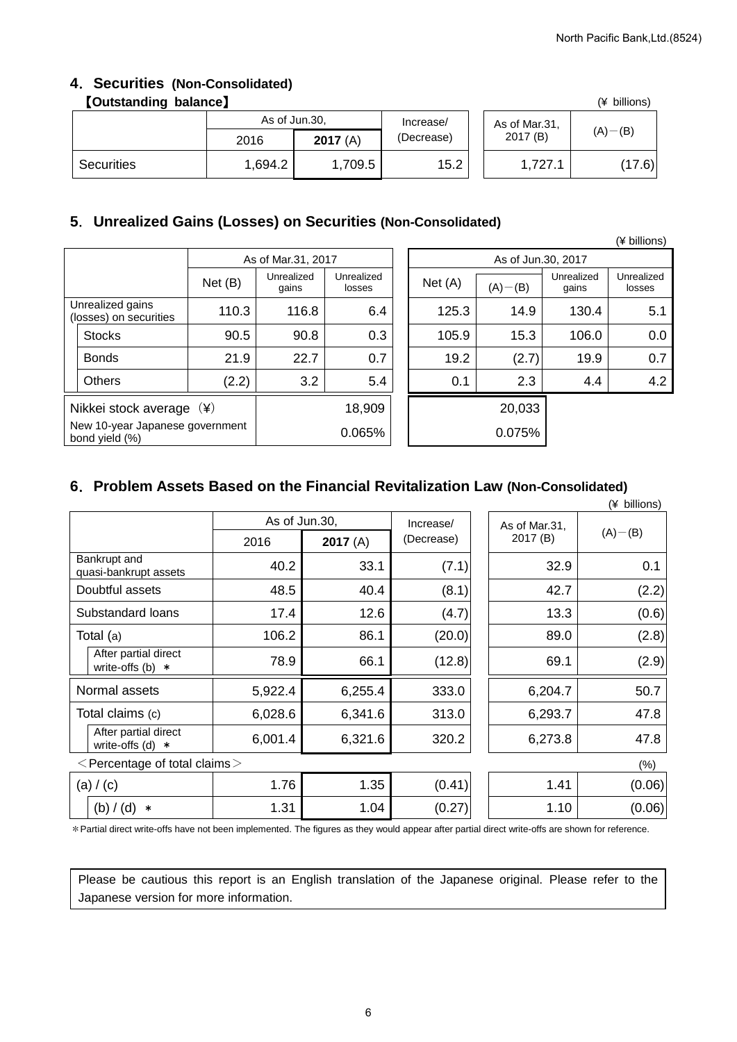## 4. Securities (Non-Consolidated)

**【Outstanding balance】**

(¥ billions)

| | As of Jun.30, 2016 | As of Jun.30, 2017 (A) | Increase/ (Decrease) | As of Mar.31, 2017 (B) | (A)−(B) |
|---|---|---|---|---|---|
| Securities | 1,694.2 | 1,709.5 | 15.2 | 1,727.1 | (17.6) |

## 5. Unrealized Gains (Losses) on Securities (Non-Consolidated)

(¥ billions)

| | As of Mar.31, 2017 | | | As of Jun.30, 2017 | | | |
|---|---|---|---|---|---|---|---|
| | Net (B) | Unrealized gains | Unrealized losses | Net (A) | (A)−(B) | Unrealized gains | Unrealized losses |
| Unrealized gains (losses) on securities | 110.3 | 116.8 | 6.4 | 125.3 | 14.9 | 130.4 | 5.1 |
| Stocks | 90.5 | 90.8 | 0.3 | 105.9 | 15.3 | 106.0 | 0.0 |
| Bonds | 21.9 | 22.7 | 0.7 | 19.2 | (2.7) | 19.9 | 0.7 |
| Others | (2.2) | 3.2 | 5.4 | 0.1 | 2.3 | 4.4 | 4.2 |
| Nikkei stock average (¥) | | 18,909 | | | 20,033 | | |
| New 10-year Japanese government bond yield (%) | | 0.065% | | | 0.075% | | |

## 6. Problem Assets Based on the Financial Revitalization Law (Non-Consolidated)

(¥ billions)

| | As of Jun.30, 2016 | As of Jun.30, 2017 (A) | Increase/ (Decrease) | As of Mar.31, 2017 (B) | (A)−(B) |
|---|---|---|---|---|---|
| Bankrupt and quasi-bankrupt assets | 40.2 | 33.1 | (7.1) | 32.9 | 0.1 |
| Doubtful assets | 48.5 | 40.4 | (8.1) | 42.7 | (2.2) |
| Substandard loans | 17.4 | 12.6 | (4.7) | 13.3 | (0.6) |
| Total (a) | 106.2 | 86.1 | (20.0) | 89.0 | (2.8) |
| After partial direct write-offs (b) ∗ | 78.9 | 66.1 | (12.8) | 69.1 | (2.9) |
| Normal assets | 5,922.4 | 6,255.4 | 333.0 | 6,204.7 | 50.7 |
| Total claims (c) | 6,028.6 | 6,341.6 | 313.0 | 6,293.7 | 47.8 |
| After partial direct write-offs (d) ∗ | 6,001.4 | 6,321.6 | 320.2 | 6,273.8 | 47.8 |
| ＜Percentage of total claims＞ | | | | | (%) |
| (a) / (c) | 1.76 | 1.35 | (0.41) | 1.41 | (0.06) |
| (b) / (d) ∗ | 1.31 | 1.04 | (0.27) | 1.10 | (0.06) |

∗Partial direct write-offs have not been implemented. The figures as they would appear after partial direct write-offs are shown for reference.

Please be cautious this report is an English translation of the Japanese original. Please refer to the Japanese version for more information.